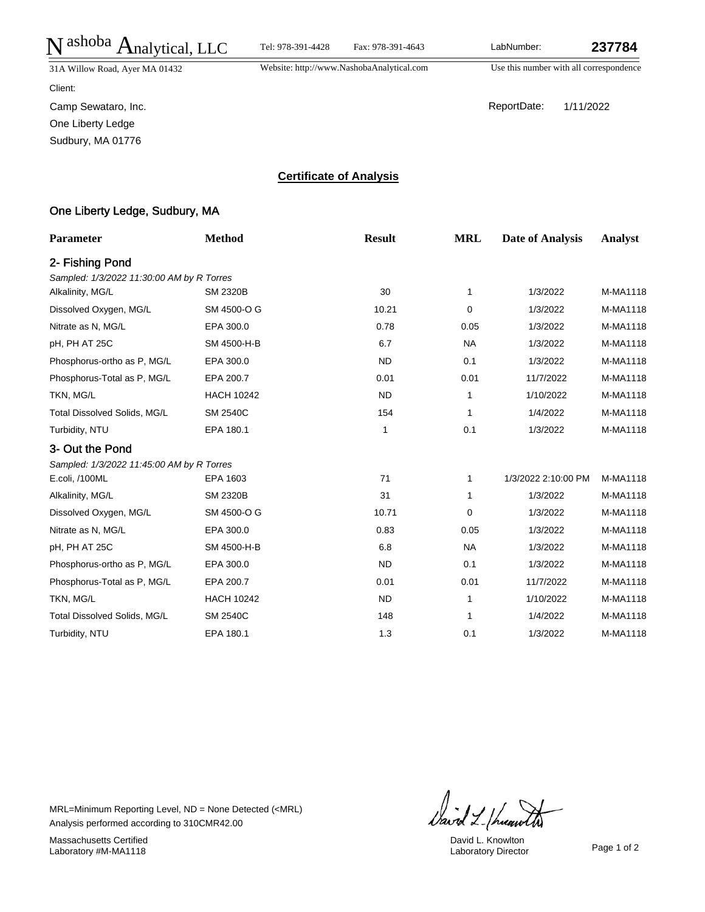Nashoba Analytical, LLC  Tel: 978-391-4428  Fax: 978-391-4643  LabNumber: **237784**

31A Willow Road, Ayer MA 01432  Website: http://www.NashobaAnalytical.com  Use this number with all correspondence

Client:

Camp Sewataro, Inc.
One Liberty Ledge
Sudbury, MA 01776

ReportDate: 1/11/2022

## Certificate of Analysis

### One Liberty Ledge, Sudbury, MA

| Parameter | Method | Result | MRL | Date of Analysis | Analyst |
|---|---|---|---|---|---|
| **2- Fishing Pond** | | | | | |
| *Sampled: 1/3/2022 11:30:00 AM by R Torres* | | | | | |
| Alkalinity, MG/L | SM 2320B | 30 | 1 | 1/3/2022 | M-MA1118 |
| Dissolved Oxygen, MG/L | SM 4500-O G | 10.21 | 0 | 1/3/2022 | M-MA1118 |
| Nitrate as N, MG/L | EPA 300.0 | 0.78 | 0.05 | 1/3/2022 | M-MA1118 |
| pH, PH AT 25C | SM 4500-H-B | 6.7 | NA | 1/3/2022 | M-MA1118 |
| Phosphorus-ortho as P, MG/L | EPA 300.0 | ND | 0.1 | 1/3/2022 | M-MA1118 |
| Phosphorus-Total as P, MG/L | EPA 200.7 | 0.01 | 0.01 | 11/7/2022 | M-MA1118 |
| TKN, MG/L | HACH 10242 | ND | 1 | 1/10/2022 | M-MA1118 |
| Total Dissolved Solids, MG/L | SM 2540C | 154 | 1 | 1/4/2022 | M-MA1118 |
| Turbidity, NTU | EPA 180.1 | 1 | 0.1 | 1/3/2022 | M-MA1118 |
| **3- Out the Pond** | | | | | |
| *Sampled: 1/3/2022 11:45:00 AM by R Torres* | | | | | |
| E.coli, /100ML | EPA 1603 | 71 | 1 | 1/3/2022 2:10:00 PM | M-MA1118 |
| Alkalinity, MG/L | SM 2320B | 31 | 1 | 1/3/2022 | M-MA1118 |
| Dissolved Oxygen, MG/L | SM 4500-O G | 10.71 | 0 | 1/3/2022 | M-MA1118 |
| Nitrate as N, MG/L | EPA 300.0 | 0.83 | 0.05 | 1/3/2022 | M-MA1118 |
| pH, PH AT 25C | SM 4500-H-B | 6.8 | NA | 1/3/2022 | M-MA1118 |
| Phosphorus-ortho as P, MG/L | EPA 300.0 | ND | 0.1 | 1/3/2022 | M-MA1118 |
| Phosphorus-Total as P, MG/L | EPA 200.7 | 0.01 | 0.01 | 11/7/2022 | M-MA1118 |
| TKN, MG/L | HACH 10242 | ND | 1 | 1/10/2022 | M-MA1118 |
| Total Dissolved Solids, MG/L | SM 2540C | 148 | 1 | 1/4/2022 | M-MA1118 |
| Turbidity, NTU | EPA 180.1 | 1.3 | 0.1 | 1/3/2022 | M-MA1118 |

MRL=Minimum Reporting Level, ND = None Detected (<MRL)
Analysis performed according to 310CMR42.00

Massachusetts Certified
Laboratory #M-MA1118

David L. Knowlton
Laboratory Director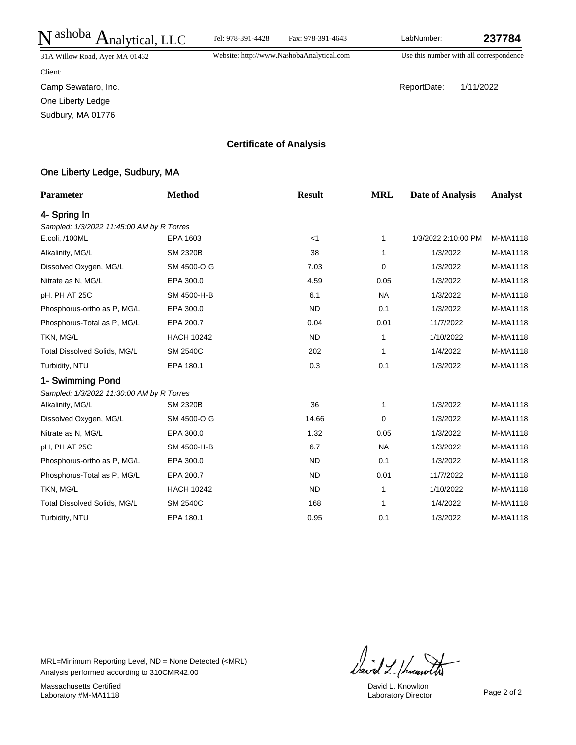Nashoba Analytical, LLC
31A Willow Road, Ayer MA 01432
Tel: 978-391-4428 Fax: 978-391-4643
Website: http://www.NashobaAnalytical.com

LabNumber: **237784**
Use this number with all correspondence

Client:
Camp Sewataro, Inc.
One Liberty Ledge
Sudbury, MA 01776

ReportDate: 1/11/2022

## Certificate of Analysis

### One Liberty Ledge, Sudbury, MA

| Parameter | Method | Result | MRL | Date of Analysis | Analyst |
|---|---|---|---|---|---|
| **4- Spring In** | | | | | |
| *Sampled: 1/3/2022 11:45:00 AM by R Torres* | | | | | |
| E.coli, /100ML | EPA 1603 | <1 | 1 | 1/3/2022 2:10:00 PM | M-MA1118 |
| Alkalinity, MG/L | SM 2320B | 38 | 1 | 1/3/2022 | M-MA1118 |
| Dissolved Oxygen, MG/L | SM 4500-O G | 7.03 | 0 | 1/3/2022 | M-MA1118 |
| Nitrate as N, MG/L | EPA 300.0 | 4.59 | 0.05 | 1/3/2022 | M-MA1118 |
| pH, PH AT 25C | SM 4500-H-B | 6.1 | NA | 1/3/2022 | M-MA1118 |
| Phosphorus-ortho as P, MG/L | EPA 300.0 | ND | 0.1 | 1/3/2022 | M-MA1118 |
| Phosphorus-Total as P, MG/L | EPA 200.7 | 0.04 | 0.01 | 11/7/2022 | M-MA1118 |
| TKN, MG/L | HACH 10242 | ND | 1 | 1/10/2022 | M-MA1118 |
| Total Dissolved Solids, MG/L | SM 2540C | 202 | 1 | 1/4/2022 | M-MA1118 |
| Turbidity, NTU | EPA 180.1 | 0.3 | 0.1 | 1/3/2022 | M-MA1118 |
| **1- Swimming Pond** | | | | | |
| *Sampled: 1/3/2022 11:30:00 AM by R Torres* | | | | | |
| Alkalinity, MG/L | SM 2320B | 36 | 1 | 1/3/2022 | M-MA1118 |
| Dissolved Oxygen, MG/L | SM 4500-O G | 14.66 | 0 | 1/3/2022 | M-MA1118 |
| Nitrate as N, MG/L | EPA 300.0 | 1.32 | 0.05 | 1/3/2022 | M-MA1118 |
| pH, PH AT 25C | SM 4500-H-B | 6.7 | NA | 1/3/2022 | M-MA1118 |
| Phosphorus-ortho as P, MG/L | EPA 300.0 | ND | 0.1 | 1/3/2022 | M-MA1118 |
| Phosphorus-Total as P, MG/L | EPA 200.7 | ND | 0.01 | 11/7/2022 | M-MA1118 |
| TKN, MG/L | HACH 10242 | ND | 1 | 1/10/2022 | M-MA1118 |
| Total Dissolved Solids, MG/L | SM 2540C | 168 | 1 | 1/4/2022 | M-MA1118 |
| Turbidity, NTU | EPA 180.1 | 0.95 | 0.1 | 1/3/2022 | M-MA1118 |

MRL=Minimum Reporting Level, ND = None Detected (<MRL)
Analysis performed according to 310CMR42.00

Massachusetts Certified
Laboratory #M-MA1118

David L. Knowlton
Laboratory Director